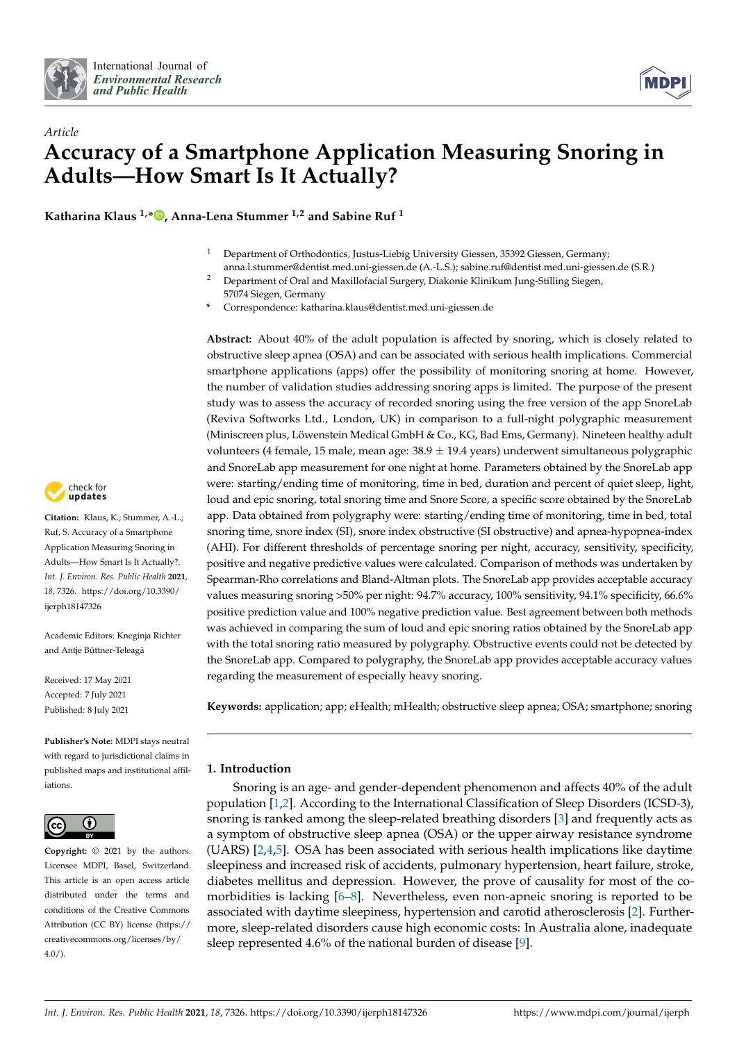*Article*

# Accuracy of a Smartphone Application Measuring Snoring in Adults—How Smart Is It Actually?

**Katharina Klaus [1,*], Anna-Lena Stummer [1,2] and Sabine Ruf [1]**

[1] Department of Orthodontics, Justus-Liebig University Giessen, 35392 Giessen, Germany; anna.l.stummer@dentist.med.uni-giessen.de (A.-L.S.); sabine.ruf@dentist.med.uni-giessen.de (S.R.)

[2] Department of Oral and Maxillofacial Surgery, Diakonie Klinikum Jung-Stilling Siegen, 57074 Siegen, Germany

[*] Correspondence: katharina.klaus@dentist.med.uni-giessen.de

**Abstract:** About 40% of the adult population is affected by snoring, which is closely related to obstructive sleep apnea (OSA) and can be associated with serious health implications. Commercial smartphone applications (apps) offer the possibility of monitoring snoring at home. However, the number of validation studies addressing snoring apps is limited. The purpose of the present study was to assess the accuracy of recorded snoring using the free version of the app SnoreLab (Reviva Softworks Ltd., London, UK) in comparison to a full-night polygraphic measurement (Miniscreen plus, Löwenstein Medical GmbH & Co., KG, Bad Ems, Germany). Nineteen healthy adult volunteers (4 female, 15 male, mean age: 38.9 ± 19.4 years) underwent simultaneous polygraphic and SnoreLab app measurement for one night at home. Parameters obtained by the SnoreLab app were: starting/ending time of monitoring, time in bed, duration and percent of quiet sleep, light, loud and epic snoring, total snoring time and Snore Score, a specific score obtained by the SnoreLab app. Data obtained from polygraphy were: starting/ending time of monitoring, time in bed, total snoring time, snore index (SI), snore index obstructive (SI obstructive) and apnea-hypopnea-index (AHI). For different thresholds of percentage snoring per night, accuracy, sensitivity, specificity, positive and negative predictive values were calculated. Comparison of methods was undertaken by Spearman-Rho correlations and Bland-Altman plots. The SnoreLab app provides acceptable accuracy values measuring snoring >50% per night: 94.7% accuracy, 100% sensitivity, 94.1% specificity, 66.6% positive prediction value and 100% negative prediction value. Best agreement between both methods was achieved in comparing the sum of loud and epic snoring ratios obtained by the SnoreLab app with the total snoring ratio measured by polygraphy. Obstructive events could not be detected by the SnoreLab app. Compared to polygraphy, the SnoreLab app provides acceptable accuracy values regarding the measurement of especially heavy snoring.

**Keywords:** application; app; eHealth; mHealth; obstructive sleep apnea; OSA; smartphone; snoring

**Citation:** Klaus, K.; Stummer, A.-L.; Ruf, S. Accuracy of a Smartphone Application Measuring Snoring in Adults—How Smart Is It Actually?. *Int. J. Environ. Res. Public Health* **2021**, *18*, 7326. https://doi.org/10.3390/ijerph18147326

Academic Editors: Kneginja Richter and Antje Büttner-Teleagă

Received: 17 May 2021
Accepted: 7 July 2021
Published: 8 July 2021

**Publisher's Note:** MDPI stays neutral with regard to jurisdictional claims in published maps and institutional affiliations.

**Copyright:** © 2021 by the authors. Licensee MDPI, Basel, Switzerland. This article is an open access article distributed under the terms and conditions of the Creative Commons Attribution (CC BY) license (https://creativecommons.org/licenses/by/4.0/).

## 1. Introduction

Snoring is an age- and gender-dependent phenomenon and affects 40% of the adult population [1,2]. According to the International Classification of Sleep Disorders (ICSD-3), snoring is ranked among the sleep-related breathing disorders [3] and frequently acts as a symptom of obstructive sleep apnea (OSA) or the upper airway resistance syndrome (UARS) [2,4,5]. OSA has been associated with serious health implications like daytime sleepiness and increased risk of accidents, pulmonary hypertension, heart failure, stroke, diabetes mellitus and depression. However, the prove of causality for most of the co-morbidities is lacking [6–8]. Nevertheless, even non-apneic snoring is reported to be associated with daytime sleepiness, hypertension and carotid atherosclerosis [2]. Furthermore, sleep-related disorders cause high economic costs: In Australia alone, inadequate sleep represented 4.6% of the national burden of disease [9].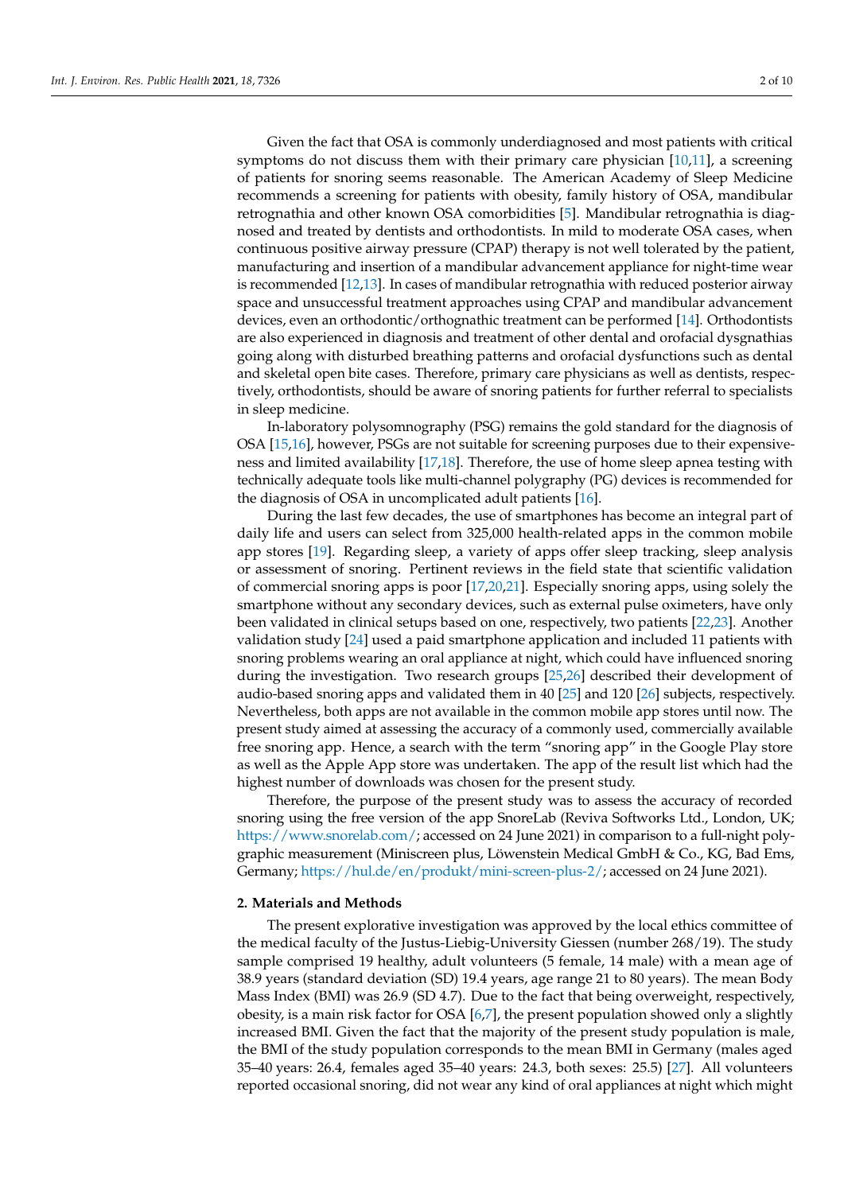Given the fact that OSA is commonly underdiagnosed and most patients with critical symptoms do not discuss them with their primary care physician [10,11], a screening of patients for snoring seems reasonable. The American Academy of Sleep Medicine recommends a screening for patients with obesity, family history of OSA, mandibular retrognathia and other known OSA comorbidities [5]. Mandibular retrognathia is diagnosed and treated by dentists and orthodontists. In mild to moderate OSA cases, when continuous positive airway pressure (CPAP) therapy is not well tolerated by the patient, manufacturing and insertion of a mandibular advancement appliance for night-time wear is recommended [12,13]. In cases of mandibular retrognathia with reduced posterior airway space and unsuccessful treatment approaches using CPAP and mandibular advancement devices, even an orthodontic/orthognathic treatment can be performed [14]. Orthodontists are also experienced in diagnosis and treatment of other dental and orofacial dysgnathias going along with disturbed breathing patterns and orofacial dysfunctions such as dental and skeletal open bite cases. Therefore, primary care physicians as well as dentists, respectively, orthodontists, should be aware of snoring patients for further referral to specialists in sleep medicine.

In-laboratory polysomnography (PSG) remains the gold standard for the diagnosis of OSA [15,16], however, PSGs are not suitable for screening purposes due to their expensiveness and limited availability [17,18]. Therefore, the use of home sleep apnea testing with technically adequate tools like multi-channel polygraphy (PG) devices is recommended for the diagnosis of OSA in uncomplicated adult patients [16].

During the last few decades, the use of smartphones has become an integral part of daily life and users can select from 325,000 health-related apps in the common mobile app stores [19]. Regarding sleep, a variety of apps offer sleep tracking, sleep analysis or assessment of snoring. Pertinent reviews in the field state that scientific validation of commercial snoring apps is poor [17,20,21]. Especially snoring apps, using solely the smartphone without any secondary devices, such as external pulse oximeters, have only been validated in clinical setups based on one, respectively, two patients [22,23]. Another validation study [24] used a paid smartphone application and included 11 patients with snoring problems wearing an oral appliance at night, which could have influenced snoring during the investigation. Two research groups [25,26] described their development of audio-based snoring apps and validated them in 40 [25] and 120 [26] subjects, respectively. Nevertheless, both apps are not available in the common mobile app stores until now. The present study aimed at assessing the accuracy of a commonly used, commercially available free snoring app. Hence, a search with the term "snoring app" in the Google Play store as well as the Apple App store was undertaken. The app of the result list which had the highest number of downloads was chosen for the present study.

Therefore, the purpose of the present study was to assess the accuracy of recorded snoring using the free version of the app SnoreLab (Reviva Softworks Ltd., London, UK; https://www.snorelab.com/; accessed on 24 June 2021) in comparison to a full-night polygraphic measurement (Miniscreen plus, Löwenstein Medical GmbH & Co., KG, Bad Ems, Germany; https://hul.de/en/produkt/mini-screen-plus-2/; accessed on 24 June 2021).

## 2. Materials and Methods

The present explorative investigation was approved by the local ethics committee of the medical faculty of the Justus-Liebig-University Giessen (number 268/19). The study sample comprised 19 healthy, adult volunteers (5 female, 14 male) with a mean age of 38.9 years (standard deviation (SD) 19.4 years, age range 21 to 80 years). The mean Body Mass Index (BMI) was 26.9 (SD 4.7). Due to the fact that being overweight, respectively, obesity, is a main risk factor for OSA [6,7], the present population showed only a slightly increased BMI. Given the fact that the majority of the present study population is male, the BMI of the study population corresponds to the mean BMI in Germany (males aged 35–40 years: 26.4, females aged 35–40 years: 24.3, both sexes: 25.5) [27]. All volunteers reported occasional snoring, did not wear any kind of oral appliances at night which might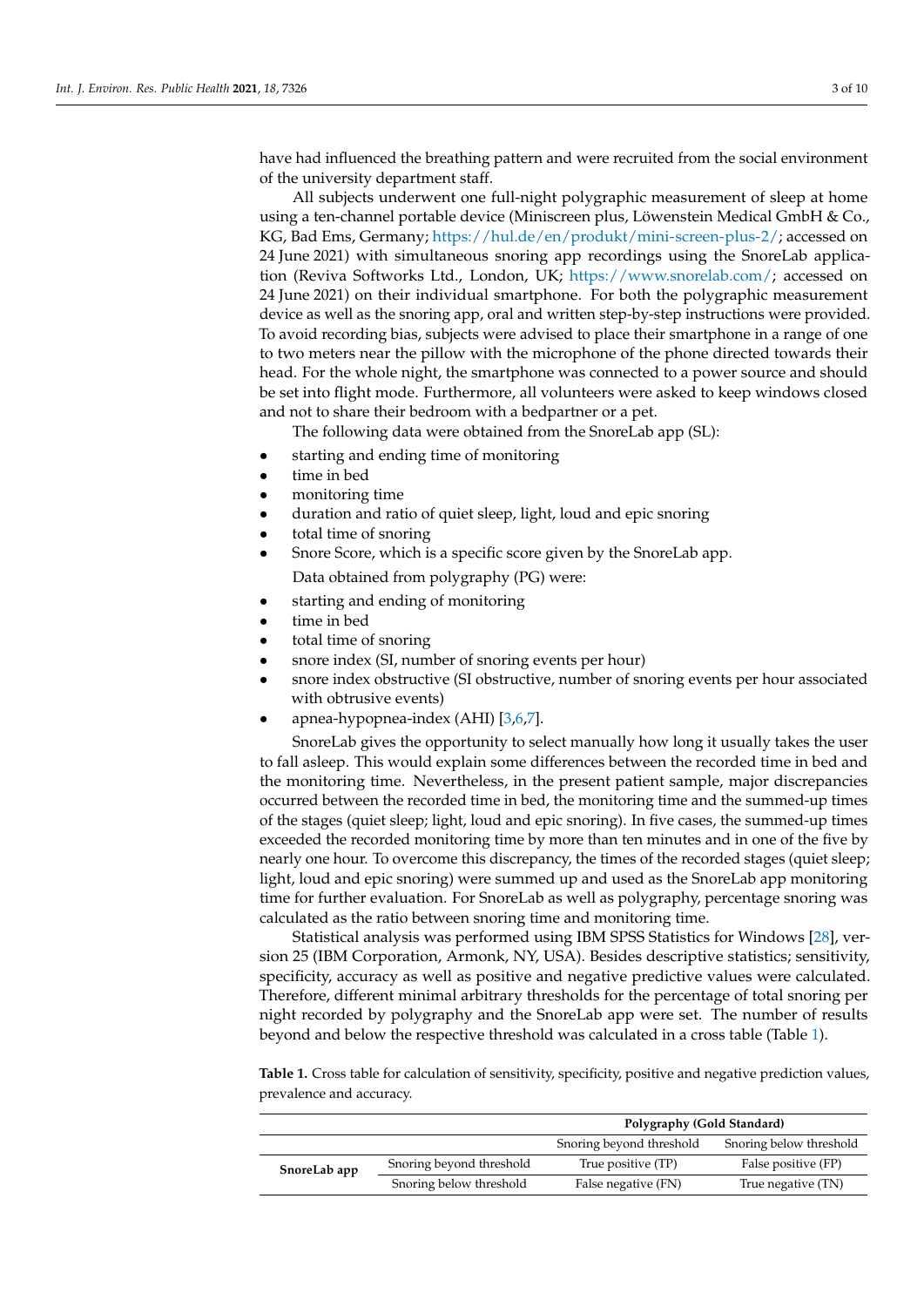have had influenced the breathing pattern and were recruited from the social environment of the university department staff.

All subjects underwent one full-night polygraphic measurement of sleep at home using a ten-channel portable device (Miniscreen plus, Löwenstein Medical GmbH & Co., KG, Bad Ems, Germany; https://hul.de/en/produkt/mini-screen-plus-2/; accessed on 24 June 2021) with simultaneous snoring app recordings using the SnoreLab application (Reviva Softworks Ltd., London, UK; https://www.snorelab.com/; accessed on 24 June 2021) on their individual smartphone. For both the polygraphic measurement device as well as the snoring app, oral and written step-by-step instructions were provided. To avoid recording bias, subjects were advised to place their smartphone in a range of one to two meters near the pillow with the microphone of the phone directed towards their head. For the whole night, the smartphone was connected to a power source and should be set into flight mode. Furthermore, all volunteers were asked to keep windows closed and not to share their bedroom with a bedpartner or a pet.

The following data were obtained from the SnoreLab app (SL):

- starting and ending time of monitoring
- time in bed
- monitoring time
- duration and ratio of quiet sleep, light, loud and epic snoring
- total time of snoring
- Snore Score, which is a specific score given by the SnoreLab app.

Data obtained from polygraphy (PG) were:

- starting and ending of monitoring
- time in bed
- total time of snoring
- snore index (SI, number of snoring events per hour)
- snore index obstructive (SI obstructive, number of snoring events per hour associated with obtrusive events)
- apnea-hypopnea-index (AHI) [3,6,7].

SnoreLab gives the opportunity to select manually how long it usually takes the user to fall asleep. This would explain some differences between the recorded time in bed and the monitoring time. Nevertheless, in the present patient sample, major discrepancies occurred between the recorded time in bed, the monitoring time and the summed-up times of the stages (quiet sleep; light, loud and epic snoring). In five cases, the summed-up times exceeded the recorded monitoring time by more than ten minutes and in one of the five by nearly one hour. To overcome this discrepancy, the times of the recorded stages (quiet sleep; light, loud and epic snoring) were summed up and used as the SnoreLab app monitoring time for further evaluation. For SnoreLab as well as polygraphy, percentage snoring was calculated as the ratio between snoring time and monitoring time.

Statistical analysis was performed using IBM SPSS Statistics for Windows [28], version 25 (IBM Corporation, Armonk, NY, USA). Besides descriptive statistics; sensitivity, specificity, accuracy as well as positive and negative predictive values were calculated. Therefore, different minimal arbitrary thresholds for the percentage of total snoring per night recorded by polygraphy and the SnoreLab app were set. The number of results beyond and below the respective threshold was calculated in a cross table (Table 1).

**Table 1.** Cross table for calculation of sensitivity, specificity, positive and negative prediction values, prevalence and accuracy.

| | | **Polygraphy (Gold Standard)** | |
|---|---|---|---|
| | | Snoring beyond threshold | Snoring below threshold |
| **SnoreLab app** | Snoring beyond threshold | True positive (TP) | False positive (FP) |
| | Snoring below threshold | False negative (FN) | True negative (TN) |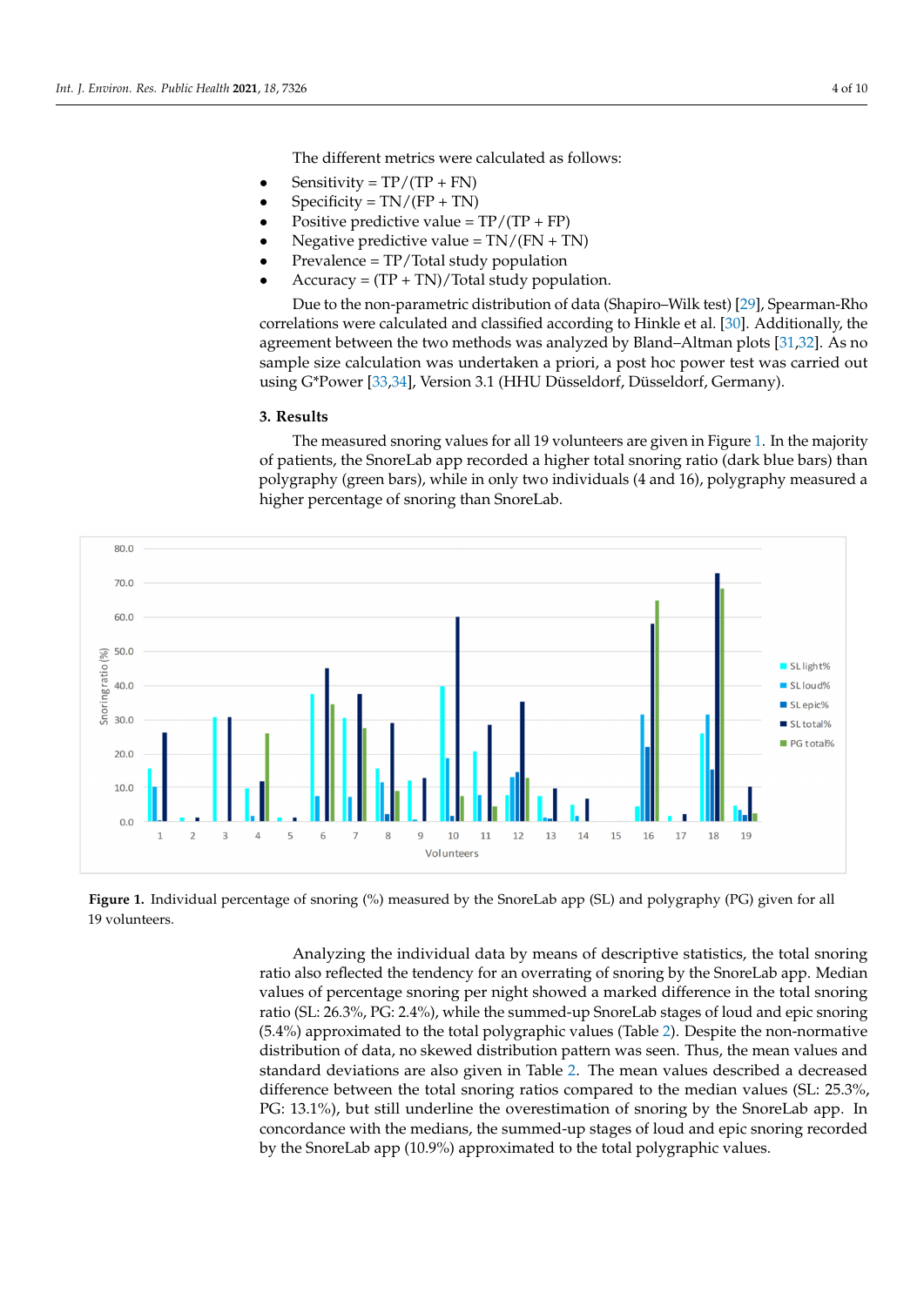The different metrics were calculated as follows:

- Sensitivity = TP/(TP + FN)
- Specificity = TN/(FP + TN)
- Positive predictive value = TP/(TP + FP)
- Negative predictive value = TN/(FN + TN)
- Prevalence = TP/Total study population
- Accuracy = (TP + TN)/Total study population.

Due to the non-parametric distribution of data (Shapiro–Wilk test) [29], Spearman-Rho correlations were calculated and classified according to Hinkle et al. [30]. Additionally, the agreement between the two methods was analyzed by Bland–Altman plots [31,32]. As no sample size calculation was undertaken a priori, a post hoc power test was carried out using G*Power [33,34], Version 3.1 (HHU Düsseldorf, Düsseldorf, Germany).

## 3. Results

The measured snoring values for all 19 volunteers are given in Figure 1. In the majority of patients, the SnoreLab app recorded a higher total snoring ratio (dark blue bars) than polygraphy (green bars), while in only two individuals (4 and 16), polygraphy measured a higher percentage of snoring than SnoreLab.

**Figure 1.** Individual percentage of snoring (%) measured by the SnoreLab app (SL) and polygraphy (PG) given for all 19 volunteers.

Analyzing the individual data by means of descriptive statistics, the total snoring ratio also reflected the tendency for an overrating of snoring by the SnoreLab app. Median values of percentage snoring per night showed a marked difference in the total snoring ratio (SL: 26.3%, PG: 2.4%), while the summed-up SnoreLab stages of loud and epic snoring (5.4%) approximated to the total polygraphic values (Table 2). Despite the non-normative distribution of data, no skewed distribution pattern was seen. Thus, the mean values and standard deviations are also given in Table 2. The mean values described a decreased difference between the total snoring ratios compared to the median values (SL: 25.3%, PG: 13.1%), but still underline the overestimation of snoring by the SnoreLab app. In concordance with the medians, the summed-up stages of loud and epic snoring recorded by the SnoreLab app (10.9%) approximated to the total polygraphic values.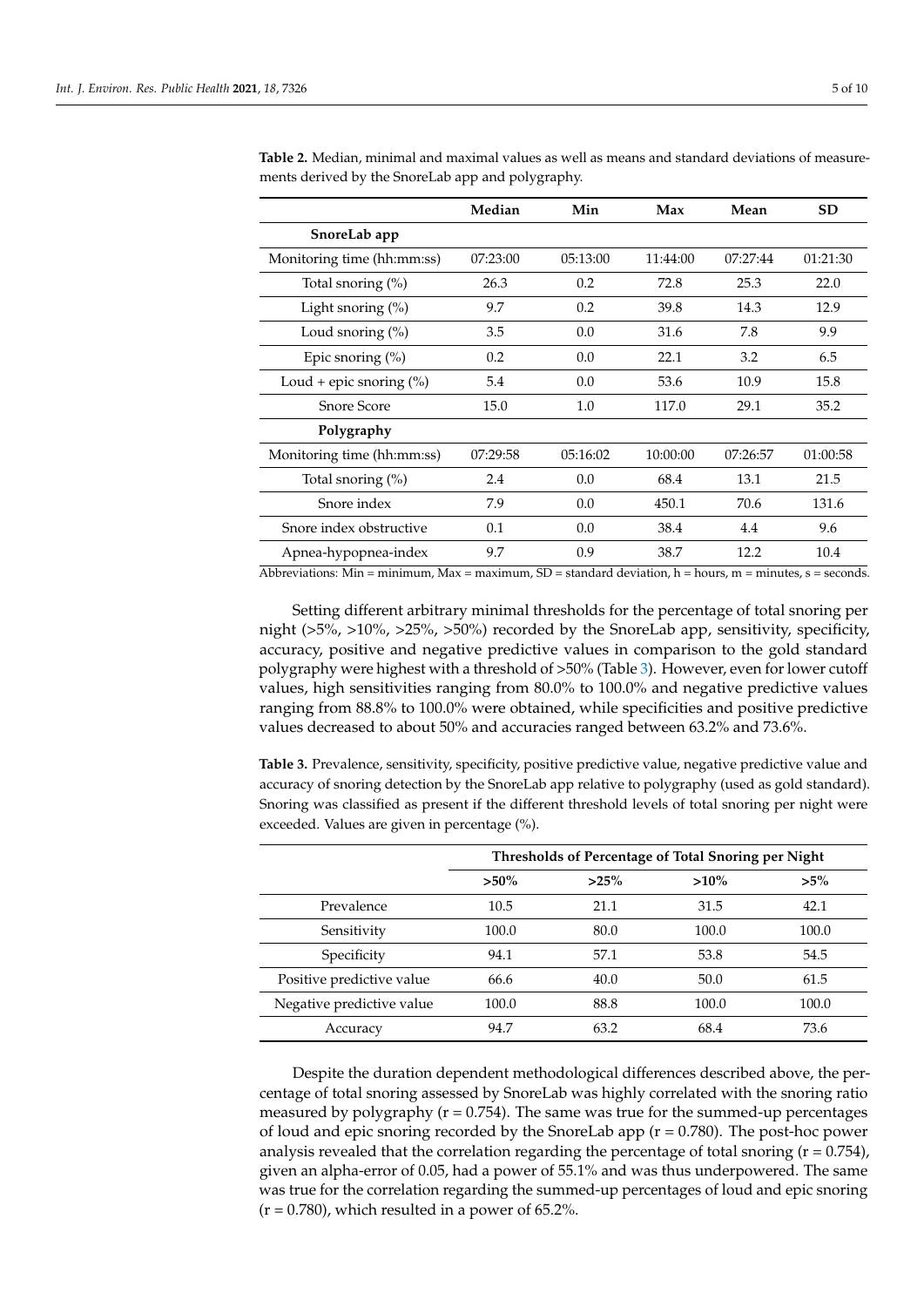**Table 2.** Median, minimal and maximal values as well as means and standard deviations of measurements derived by the SnoreLab app and polygraphy.

| | Median | Min | Max | Mean | SD |
|---|---|---|---|---|---|
| **SnoreLab app** | | | | | |
| Monitoring time (hh:mm:ss) | 07:23:00 | 05:13:00 | 11:44:00 | 07:27:44 | 01:21:30 |
| Total snoring (%) | 26.3 | 0.2 | 72.8 | 25.3 | 22.0 |
| Light snoring (%) | 9.7 | 0.2 | 39.8 | 14.3 | 12.9 |
| Loud snoring (%) | 3.5 | 0.0 | 31.6 | 7.8 | 9.9 |
| Epic snoring (%) | 0.2 | 0.0 | 22.1 | 3.2 | 6.5 |
| Loud + epic snoring (%) | 5.4 | 0.0 | 53.6 | 10.9 | 15.8 |
| Snore Score | 15.0 | 1.0 | 117.0 | 29.1 | 35.2 |
| **Polygraphy** | | | | | |
| Monitoring time (hh:mm:ss) | 07:29:58 | 05:16:02 | 10:00:00 | 07:26:57 | 01:00:58 |
| Total snoring (%) | 2.4 | 0.0 | 68.4 | 13.1 | 21.5 |
| Snore index | 7.9 | 0.0 | 450.1 | 70.6 | 131.6 |
| Snore index obstructive | 0.1 | 0.0 | 38.4 | 4.4 | 9.6 |
| Apnea-hypopnea-index | 9.7 | 0.9 | 38.7 | 12.2 | 10.4 |

Abbreviations: Min = minimum, Max = maximum, SD = standard deviation, h = hours, m = minutes, s = seconds.

Setting different arbitrary minimal thresholds for the percentage of total snoring per night (>5%, >10%, >25%, >50%) recorded by the SnoreLab app, sensitivity, specificity, accuracy, positive and negative predictive values in comparison to the gold standard polygraphy were highest with a threshold of >50% (Table 3). However, even for lower cutoff values, high sensitivities ranging from 80.0% to 100.0% and negative predictive values ranging from 88.8% to 100.0% were obtained, while specificities and positive predictive values decreased to about 50% and accuracies ranged between 63.2% and 73.6%.

**Table 3.** Prevalence, sensitivity, specificity, positive predictive value, negative predictive value and accuracy of snoring detection by the SnoreLab app relative to polygraphy (used as gold standard). Snoring was classified as present if the different threshold levels of total snoring per night were exceeded. Values are given in percentage (%).

| | Thresholds of Percentage of Total Snoring per Night | | | |
|---|---|---|---|---|
| | **>50%** | **>25%** | **>10%** | **>5%** |
| Prevalence | 10.5 | 21.1 | 31.5 | 42.1 |
| Sensitivity | 100.0 | 80.0 | 100.0 | 100.0 |
| Specificity | 94.1 | 57.1 | 53.8 | 54.5 |
| Positive predictive value | 66.6 | 40.0 | 50.0 | 61.5 |
| Negative predictive value | 100.0 | 88.8 | 100.0 | 100.0 |
| Accuracy | 94.7 | 63.2 | 68.4 | 73.6 |

Despite the duration dependent methodological differences described above, the percentage of total snoring assessed by SnoreLab was highly correlated with the snoring ratio measured by polygraphy ($r = 0.754$). The same was true for the summed-up percentages of loud and epic snoring recorded by the SnoreLab app ($r = 0.780$). The post-hoc power analysis revealed that the correlation regarding the percentage of total snoring ($r = 0.754$), given an alpha-error of 0.05, had a power of 55.1% and was thus underpowered. The same was true for the correlation regarding the summed-up percentages of loud and epic snoring ($r = 0.780$), which resulted in a power of 65.2%.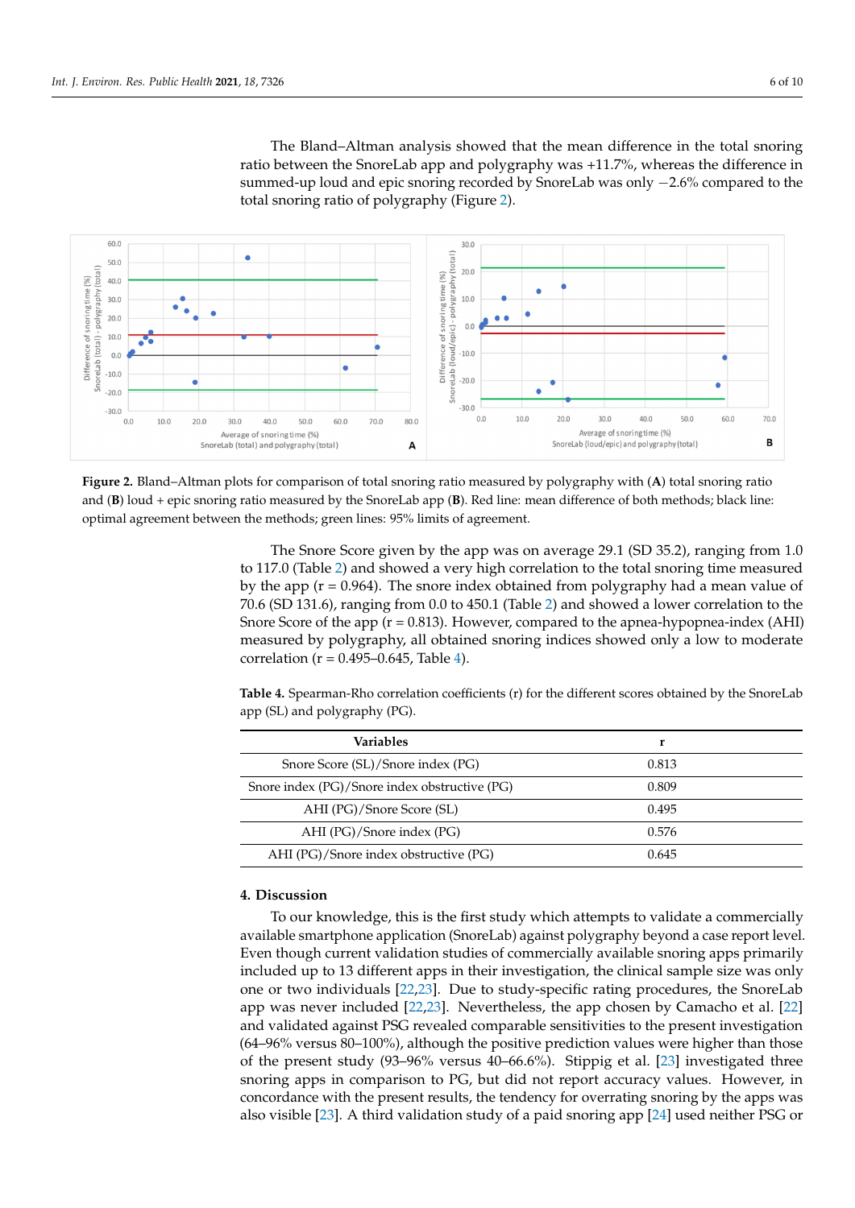The Bland–Altman analysis showed that the mean difference in the total snoring ratio between the SnoreLab app and polygraphy was +11.7%, whereas the difference in summed-up loud and epic snoring recorded by SnoreLab was only −2.6% compared to the total snoring ratio of polygraphy (Figure 2).

**Figure 2.** Bland–Altman plots for comparison of total snoring ratio measured by polygraphy with (**A**) total snoring ratio and (**B**) loud + epic snoring ratio measured by the SnoreLab app (**B**). Red line: mean difference of both methods; black line: optimal agreement between the methods; green lines: 95% limits of agreement.

The Snore Score given by the app was on average 29.1 (SD 35.2), ranging from 1.0 to 117.0 (Table 2) and showed a very high correlation to the total snoring time measured by the app (r = 0.964). The snore index obtained from polygraphy had a mean value of 70.6 (SD 131.6), ranging from 0.0 to 450.1 (Table 2) and showed a lower correlation to the Snore Score of the app (r = 0.813). However, compared to the apnea-hypopnea-index (AHI) measured by polygraphy, all obtained snoring indices showed only a low to moderate correlation (r = 0.495–0.645, Table 4).

**Table 4.** Spearman-Rho correlation coefficients (r) for the different scores obtained by the SnoreLab app (SL) and polygraphy (PG).

| Variables | r |
|---|---|
| Snore Score (SL)/Snore index (PG) | 0.813 |
| Snore index (PG)/Snore index obstructive (PG) | 0.809 |
| AHI (PG)/Snore Score (SL) | 0.495 |
| AHI (PG)/Snore index (PG) | 0.576 |
| AHI (PG)/Snore index obstructive (PG) | 0.645 |

## 4. Discussion

To our knowledge, this is the first study which attempts to validate a commercially available smartphone application (SnoreLab) against polygraphy beyond a case report level. Even though current validation studies of commercially available snoring apps primarily included up to 13 different apps in their investigation, the clinical sample size was only one or two individuals [22,23]. Due to study-specific rating procedures, the SnoreLab app was never included [22,23]. Nevertheless, the app chosen by Camacho et al. [22] and validated against PSG revealed comparable sensitivities to the present investigation (64–96% versus 80–100%), although the positive prediction values were higher than those of the present study (93–96% versus 40–66.6%). Stippig et al. [23] investigated three snoring apps in comparison to PG, but did not report accuracy values. However, in concordance with the present results, the tendency for overrating snoring by the apps was also visible [23]. A third validation study of a paid snoring app [24] used neither PSG or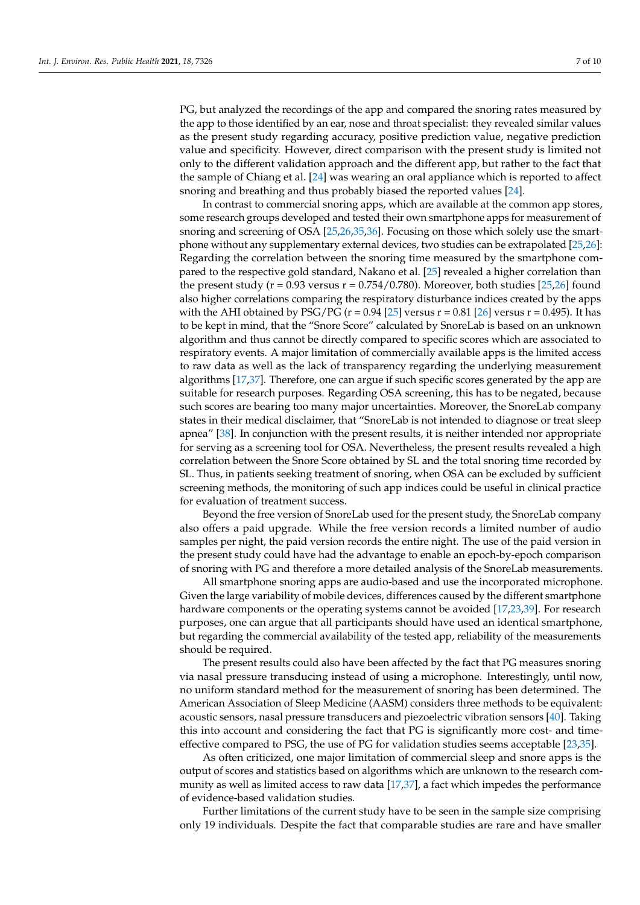PG, but analyzed the recordings of the app and compared the snoring rates measured by the app to those identified by an ear, nose and throat specialist: they revealed similar values as the present study regarding accuracy, positive prediction value, negative prediction value and specificity. However, direct comparison with the present study is limited not only to the different validation approach and the different app, but rather to the fact that the sample of Chiang et al. [24] was wearing an oral appliance which is reported to affect snoring and breathing and thus probably biased the reported values [24].

In contrast to commercial snoring apps, which are available at the common app stores, some research groups developed and tested their own smartphone apps for measurement of snoring and screening of OSA [25,26,35,36]. Focusing on those which solely use the smartphone without any supplementary external devices, two studies can be extrapolated [25,26]: Regarding the correlation between the snoring time measured by the smartphone compared to the respective gold standard, Nakano et al. [25] revealed a higher correlation than the present study (r = 0.93 versus r = 0.754/0.780). Moreover, both studies [25,26] found also higher correlations comparing the respiratory disturbance indices created by the apps with the AHI obtained by PSG/PG (r = 0.94 [25] versus r = 0.81 [26] versus r = 0.495). It has to be kept in mind, that the "Snore Score" calculated by SnoreLab is based on an unknown algorithm and thus cannot be directly compared to specific scores which are associated to respiratory events. A major limitation of commercially available apps is the limited access to raw data as well as the lack of transparency regarding the underlying measurement algorithms [17,37]. Therefore, one can argue if such specific scores generated by the app are suitable for research purposes. Regarding OSA screening, this has to be negated, because such scores are bearing too many major uncertainties. Moreover, the SnoreLab company states in their medical disclaimer, that "SnoreLab is not intended to diagnose or treat sleep apnea" [38]. In conjunction with the present results, it is neither intended nor appropriate for serving as a screening tool for OSA. Nevertheless, the present results revealed a high correlation between the Snore Score obtained by SL and the total snoring time recorded by SL. Thus, in patients seeking treatment of snoring, when OSA can be excluded by sufficient screening methods, the monitoring of such app indices could be useful in clinical practice for evaluation of treatment success.

Beyond the free version of SnoreLab used for the present study, the SnoreLab company also offers a paid upgrade. While the free version records a limited number of audio samples per night, the paid version records the entire night. The use of the paid version in the present study could have had the advantage to enable an epoch-by-epoch comparison of snoring with PG and therefore a more detailed analysis of the SnoreLab measurements.

All smartphone snoring apps are audio-based and use the incorporated microphone. Given the large variability of mobile devices, differences caused by the different smartphone hardware components or the operating systems cannot be avoided [17,23,39]. For research purposes, one can argue that all participants should have used an identical smartphone, but regarding the commercial availability of the tested app, reliability of the measurements should be required.

The present results could also have been affected by the fact that PG measures snoring via nasal pressure transducing instead of using a microphone. Interestingly, until now, no uniform standard method for the measurement of snoring has been determined. The American Association of Sleep Medicine (AASM) considers three methods to be equivalent: acoustic sensors, nasal pressure transducers and piezoelectric vibration sensors [40]. Taking this into account and considering the fact that PG is significantly more cost- and time-effective compared to PSG, the use of PG for validation studies seems acceptable [23,35].

As often criticized, one major limitation of commercial sleep and snore apps is the output of scores and statistics based on algorithms which are unknown to the research community as well as limited access to raw data [17,37], a fact which impedes the performance of evidence-based validation studies.

Further limitations of the current study have to be seen in the sample size comprising only 19 individuals. Despite the fact that comparable studies are rare and have smaller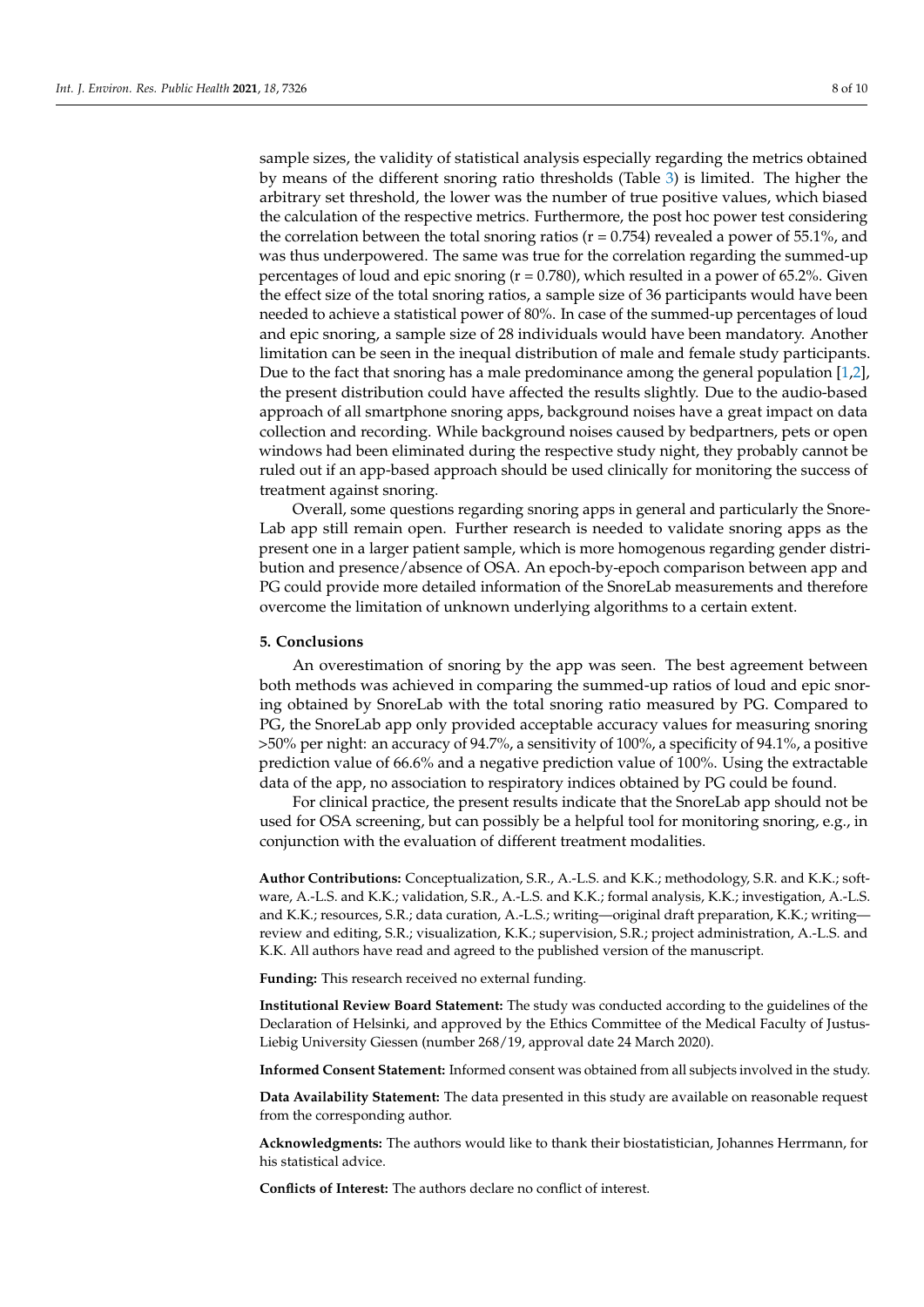sample sizes, the validity of statistical analysis especially regarding the metrics obtained by means of the different snoring ratio thresholds (Table 3) is limited. The higher the arbitrary set threshold, the lower was the number of true positive values, which biased the calculation of the respective metrics. Furthermore, the post hoc power test considering the correlation between the total snoring ratios ($r = 0.754$) revealed a power of 55.1%, and was thus underpowered. The same was true for the correlation regarding the summed-up percentages of loud and epic snoring ($r = 0.780$), which resulted in a power of 65.2%. Given the effect size of the total snoring ratios, a sample size of 36 participants would have been needed to achieve a statistical power of 80%. In case of the summed-up percentages of loud and epic snoring, a sample size of 28 individuals would have been mandatory. Another limitation can be seen in the inequal distribution of male and female study participants. Due to the fact that snoring has a male predominance among the general population [1,2], the present distribution could have affected the results slightly. Due to the audio-based approach of all smartphone snoring apps, background noises have a great impact on data collection and recording. While background noises caused by bedpartners, pets or open windows had been eliminated during the respective study night, they probably cannot be ruled out if an app-based approach should be used clinically for monitoring the success of treatment against snoring.

Overall, some questions regarding snoring apps in general and particularly the SnoreLab app still remain open. Further research is needed to validate snoring apps as the present one in a larger patient sample, which is more homogenous regarding gender distribution and presence/absence of OSA. An epoch-by-epoch comparison between app and PG could provide more detailed information of the SnoreLab measurements and therefore overcome the limitation of unknown underlying algorithms to a certain extent.

## 5. Conclusions

An overestimation of snoring by the app was seen. The best agreement between both methods was achieved in comparing the summed-up ratios of loud and epic snoring obtained by SnoreLab with the total snoring ratio measured by PG. Compared to PG, the SnoreLab app only provided acceptable accuracy values for measuring snoring >50% per night: an accuracy of 94.7%, a sensitivity of 100%, a specificity of 94.1%, a positive prediction value of 66.6% and a negative prediction value of 100%. Using the extractable data of the app, no association to respiratory indices obtained by PG could be found.

For clinical practice, the present results indicate that the SnoreLab app should not be used for OSA screening, but can possibly be a helpful tool for monitoring snoring, e.g., in conjunction with the evaluation of different treatment modalities.

**Author Contributions:** Conceptualization, S.R., A.-L.S. and K.K.; methodology, S.R. and K.K.; software, A.-L.S. and K.K.; validation, S.R., A.-L.S. and K.K.; formal analysis, K.K.; investigation, A.-L.S. and K.K.; resources, S.R.; data curation, A.-L.S.; writing—original draft preparation, K.K.; writing—review and editing, S.R.; visualization, K.K.; supervision, S.R.; project administration, A.-L.S. and K.K. All authors have read and agreed to the published version of the manuscript.

**Funding:** This research received no external funding.

**Institutional Review Board Statement:** The study was conducted according to the guidelines of the Declaration of Helsinki, and approved by the Ethics Committee of the Medical Faculty of Justus-Liebig University Giessen (number 268/19, approval date 24 March 2020).

**Informed Consent Statement:** Informed consent was obtained from all subjects involved in the study.

**Data Availability Statement:** The data presented in this study are available on reasonable request from the corresponding author.

**Acknowledgments:** The authors would like to thank their biostatistician, Johannes Herrmann, for his statistical advice.

**Conflicts of Interest:** The authors declare no conflict of interest.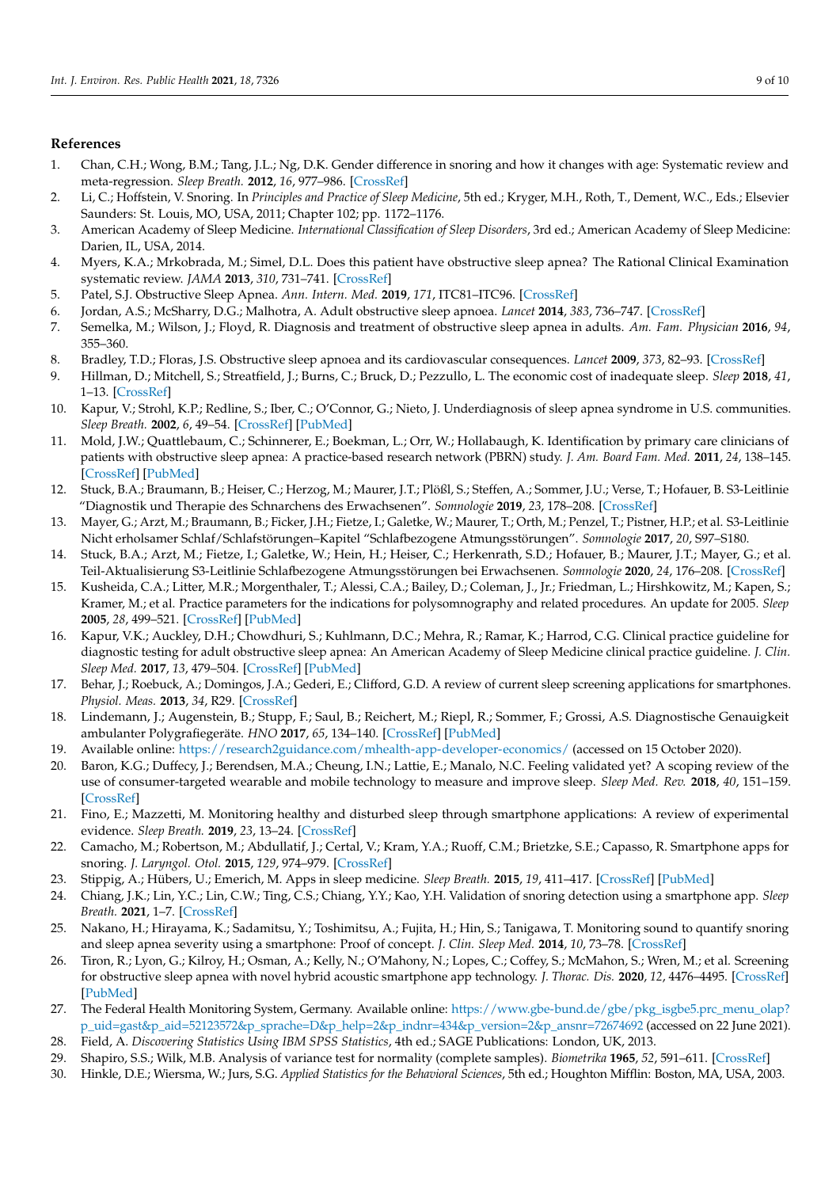## References

1. Chan, C.H.; Wong, B.M.; Tang, J.L.; Ng, D.K. Gender difference in snoring and how it changes with age: Systematic review and meta-regression. *Sleep Breath.* **2012**, *16*, 977–986. [CrossRef]
2. Li, C.; Hoffstein, V. Snoring. In *Principles and Practice of Sleep Medicine*, 5th ed.; Kryger, M.H., Roth, T., Dement, W.C., Eds.; Elsevier Saunders: St. Louis, MO, USA, 2011; Chapter 102; pp. 1172–1176.
3. American Academy of Sleep Medicine. *International Classification of Sleep Disorders*, 3rd ed.; American Academy of Sleep Medicine: Darien, IL, USA, 2014.
4. Myers, K.A.; Mrkobrada, M.; Simel, D.L. Does this patient have obstructive sleep apnea? The Rational Clinical Examination systematic review. *JAMA* **2013**, *310*, 731–741. [CrossRef]
5. Patel, S.J. Obstructive Sleep Apnea. *Ann. Intern. Med.* **2019**, *171*, ITC81–ITC96. [CrossRef]
6. Jordan, A.S.; McSharry, D.G.; Malhotra, A. Adult obstructive sleep apnoea. *Lancet* **2014**, *383*, 736–747. [CrossRef]
7. Semelka, M.; Wilson, J.; Floyd, R. Diagnosis and treatment of obstructive sleep apnea in adults. *Am. Fam. Physician* **2016**, *94*, 355–360.
8. Bradley, T.D.; Floras, J.S. Obstructive sleep apnoea and its cardiovascular consequences. *Lancet* **2009**, *373*, 82–93. [CrossRef]
9. Hillman, D.; Mitchell, S.; Streatfield, J.; Burns, C.; Bruck, D.; Pezzullo, L. The economic cost of inadequate sleep. *Sleep* **2018**, *41*, 1–13. [CrossRef]
10. Kapur, V.; Strohl, K.P.; Redline, S.; Iber, C.; O'Connor, G.; Nieto, J. Underdiagnosis of sleep apnea syndrome in U.S. communities. *Sleep Breath.* **2002**, *6*, 49–54. [CrossRef] [PubMed]
11. Mold, J.W.; Quattlebaum, C.; Schinnerer, E.; Boekman, L.; Orr, W.; Hollabaugh, K. Identification by primary care clinicians of patients with obstructive sleep apnea: A practice-based research network (PBRN) study. *J. Am. Board Fam. Med.* **2011**, *24*, 138–145. [CrossRef] [PubMed]
12. Stuck, B.A.; Braumann, B.; Heiser, C.; Herzog, M.; Maurer, J.T.; Plößl, S.; Steffen, A.; Sommer, J.U.; Verse, T.; Hofauer, B. S3-Leitlinie "Diagnostik und Therapie des Schnarchens des Erwachsenen". *Somnologie* **2019**, *23*, 178–208. [CrossRef]
13. Mayer, G.; Arzt, M.; Braumann, B.; Ficker, J.H.; Fietze, I.; Galetke, W.; Maurer, T.; Orth, M.; Penzel, T.; Pistner, H.P.; et al. S3-Leitlinie Nicht erholsamer Schlaf/Schlafstörungen–Kapitel "Schlafbezogene Atmungsstörungen". *Somnologie* **2017**, *20*, S97–S180.
14. Stuck, B.A.; Arzt, M.; Fietze, I.; Galetke, W.; Hein, H.; Heiser, C.; Herkenrath, S.D.; Hofauer, B.; Maurer, J.T.; Mayer, G.; et al. Teil-Aktualisierung S3-Leitlinie Schlafbezogene Atmungsstörungen bei Erwachsenen. *Somnologie* **2020**, *24*, 176–208. [CrossRef]
15. Kusheida, C.A.; Litter, M.R.; Morgenthaler, T.; Alessi, C.A.; Bailey, D.; Coleman, J., Jr.; Friedman, L.; Hirshkowitz, M.; Kapen, S.; Kramer, M.; et al. Practice parameters for the indications for polysomnography and related procedures. An update for 2005. *Sleep* **2005**, *28*, 499–521. [CrossRef] [PubMed]
16. Kapur, V.K.; Auckley, D.H.; Chowdhuri, S.; Kuhlmann, D.C.; Mehra, R.; Ramar, K.; Harrod, C.G. Clinical practice guideline for diagnostic testing for adult obstructive sleep apnea: An American Academy of Sleep Medicine clinical practice guideline. *J. Clin. Sleep Med.* **2017**, *13*, 479–504. [CrossRef] [PubMed]
17. Behar, J.; Roebuck, A.; Domingos, J.A.; Gederi, E.; Clifford, G.D. A review of current sleep screening applications for smartphones. *Physiol. Meas.* **2013**, *34*, R29. [CrossRef]
18. Lindemann, J.; Augenstein, B.; Stupp, F.; Saul, B.; Reichert, M.; Riepl, R.; Sommer, F.; Grossi, A.S. Diagnostische Genauigkeit ambulanter Polygrafiegeräte. *HNO* **2017**, *65*, 134–140. [CrossRef] [PubMed]
19. Available online: https://research2guidance.com/mhealth-app-developer-economics/ (accessed on 15 October 2020).
20. Baron, K.G.; Duffecy, J.; Berendsen, M.A.; Cheung, I.N.; Lattie, E.; Manalo, N.C. Feeling validated yet? A scoping review of the use of consumer-targeted wearable and mobile technology to measure and improve sleep. *Sleep Med. Rev.* **2018**, *40*, 151–159. [CrossRef]
21. Fino, E.; Mazzetti, M. Monitoring healthy and disturbed sleep through smartphone applications: A review of experimental evidence. *Sleep Breath.* **2019**, *23*, 13–24. [CrossRef]
22. Camacho, M.; Robertson, M.; Abdullatif, J.; Certal, V.; Kram, Y.A.; Ruoff, C.M.; Brietzke, S.E.; Capasso, R. Smartphone apps for snoring. *J. Laryngol. Otol.* **2015**, *129*, 974–979. [CrossRef]
23. Stippig, A.; Hübers, U.; Emerich, M. Apps in sleep medicine. *Sleep Breath.* **2015**, *19*, 411–417. [CrossRef] [PubMed]
24. Chiang, J.K.; Lin, Y.C.; Lin, C.W.; Ting, C.S.; Chiang, Y.Y.; Kao, Y.H. Validation of snoring detection using a smartphone app. *Sleep Breath.* **2021**, 1–7. [CrossRef]
25. Nakano, H.; Hirayama, K.; Sadamitsu, Y.; Toshimitsu, A.; Fujita, H.; Hin, S.; Tanigawa, T. Monitoring sound to quantify snoring and sleep apnea severity using a smartphone: Proof of concept. *J. Clin. Sleep Med.* **2014**, *10*, 73–78. [CrossRef]
26. Tiron, R.; Lyon, G.; Kilroy, H.; Osman, A.; Kelly, N.; O'Mahony, N.; Lopes, C.; Coffey, S.; McMahon, S.; Wren, M.; et al. Screening for obstructive sleep apnea with novel hybrid acoustic smartphone app technology. *J. Thorac. Dis.* **2020**, *12*, 4476–4495. [CrossRef] [PubMed]
27. The Federal Health Monitoring System, Germany. Available online: https://www.gbe-bund.de/gbe/pkg_isgbe5.prc_menu_olap?p_uid=gast&p_aid=52123572&p_sprache=D&p_help=2&p_indnr=434&p_version=2&p_ansnr=72674692 (accessed on 22 June 2021).
28. Field, A. *Discovering Statistics Using IBM SPSS Statistics*, 4th ed.; SAGE Publications: London, UK, 2013.
29. Shapiro, S.S.; Wilk, M.B. Analysis of variance test for normality (complete samples). *Biometrika* **1965**, *52*, 591–611. [CrossRef]
30. Hinkle, D.E.; Wiersma, W.; Jurs, S.G. *Applied Statistics for the Behavioral Sciences*, 5th ed.; Houghton Mifflin: Boston, MA, USA, 2003.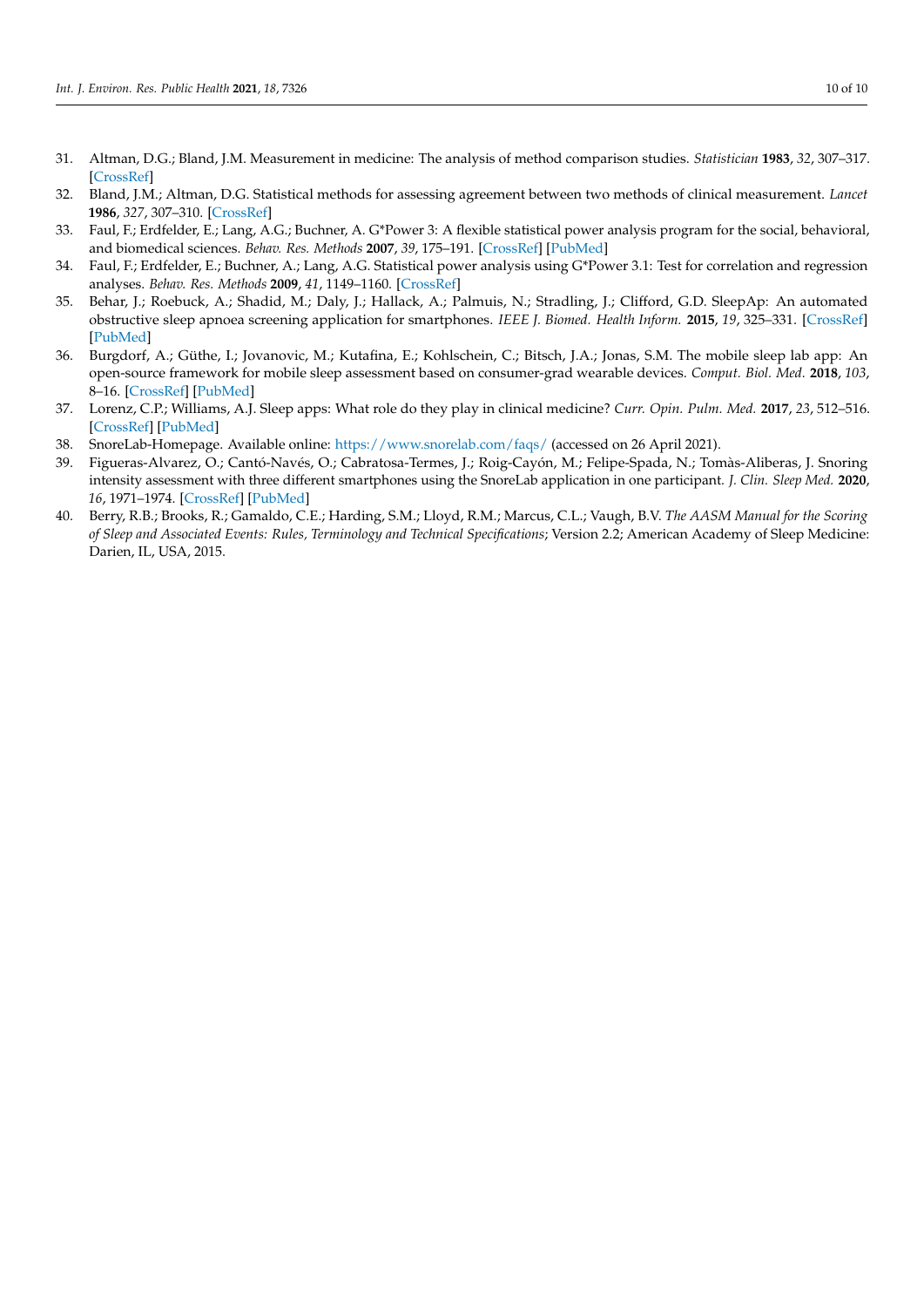31. Altman, D.G.; Bland, J.M. Measurement in medicine: The analysis of method comparison studies. *Statistician* **1983**, *32*, 307–317. [CrossRef]
32. Bland, J.M.; Altman, D.G. Statistical methods for assessing agreement between two methods of clinical measurement. *Lancet* **1986**, *327*, 307–310. [CrossRef]
33. Faul, F.; Erdfelder, E.; Lang, A.G.; Buchner, A. G*Power 3: A flexible statistical power analysis program for the social, behavioral, and biomedical sciences. *Behav. Res. Methods* **2007**, *39*, 175–191. [CrossRef] [PubMed]
34. Faul, F.; Erdfelder, E.; Buchner, A.; Lang, A.G. Statistical power analysis using G*Power 3.1: Test for correlation and regression analyses. *Behav. Res. Methods* **2009**, *41*, 1149–1160. [CrossRef]
35. Behar, J.; Roebuck, A.; Shadid, M.; Daly, J.; Hallack, A.; Palmuis, N.; Stradling, J.; Clifford, G.D. SleepAp: An automated obstructive sleep apnoea screening application for smartphones. *IEEE J. Biomed. Health Inform.* **2015**, *19*, 325–331. [CrossRef] [PubMed]
36. Burgdorf, A.; Güthe, I.; Jovanovic, M.; Kutafina, E.; Kohlschein, C.; Bitsch, J.A.; Jonas, S.M. The mobile sleep lab app: An open-source framework for mobile sleep assessment based on consumer-grad wearable devices. *Comput. Biol. Med.* **2018**, *103*, 8–16. [CrossRef] [PubMed]
37. Lorenz, C.P.; Williams, A.J. Sleep apps: What role do they play in clinical medicine? *Curr. Opin. Pulm. Med.* **2017**, *23*, 512–516. [CrossRef] [PubMed]
38. SnoreLab-Homepage. Available online: https://www.snorelab.com/faqs/ (accessed on 26 April 2021).
39. Figueras-Alvarez, O.; Cantó-Navés, O.; Cabratosa-Termes, J.; Roig-Cayón, M.; Felipe-Spada, N.; Tomàs-Aliberas, J. Snoring intensity assessment with three different smartphones using the SnoreLab application in one participant. *J. Clin. Sleep Med.* **2020**, *16*, 1971–1974. [CrossRef] [PubMed]
40. Berry, R.B.; Brooks, R.; Gamaldo, C.E.; Harding, S.M.; Lloyd, R.M.; Marcus, C.L.; Vaugh, B.V. *The AASM Manual for the Scoring of Sleep and Associated Events: Rules, Terminology and Technical Specifications*; Version 2.2; American Academy of Sleep Medicine: Darien, IL, USA, 2015.